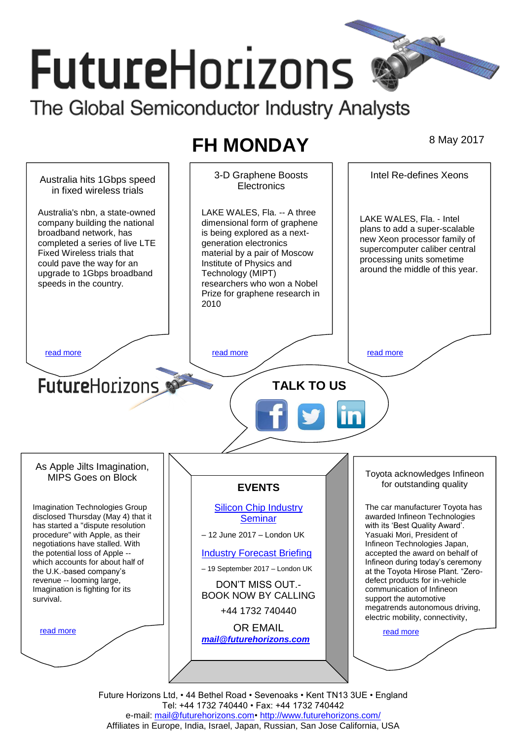# FutureHorizons

The Global Semiconductor Industry Analysts

## FH MONDAY

8 May 2017

### Australia hits 1Gbps speed in fixed wireless trials

Australia's nbn, a state-owned company building the national broadband network, has completed a series of live LTE Fixed Wireless trials that could pave the way for an upgrade to 1Gbps broadband speeds in the country.

read more

### 3-D Graphene Boosts Electronics

LAKE WALES, Fla. -- A three dimensional form of graphene is being explored as a next-generation electronics material by a pair of Moscow Institute of Physics and Technology (MIPT) researchers who won a Nobel Prize for graphene research in 2010

read more

### Intel Re-defines Xeons

LAKE WALES, Fla. - Intel plans to add a super-scalable new Xeon processor family of supercomputer caliber central processing units sometime around the middle of this year.

read more

FutureHorizons

**TALK TO US**

### As Apple Jilts Imagination, MIPS Goes on Block

Imagination Technologies Group disclosed Thursday (May 4) that it has started a "dispute resolution procedure" with Apple, as their negotiations have stalled. With the potential loss of Apple -- which accounts for about half of the U.K.-based company's revenue -- looming large, Imagination is fighting for its survival.

read more

### EVENTS

Silicon Chip Industry Seminar

– 12 June 2017 – London UK

Industry Forecast Briefing

– 19 September 2017 – London UK

DON'T MISS OUT.- BOOK NOW BY CALLING

+44 1732 740440

OR EMAIL

***mail@futurehorizons.com***

### Toyota acknowledges Infineon for outstanding quality

The car manufacturer Toyota has awarded Infineon Technologies with its 'Best Quality Award'. Yasuaki Mori, President of Infineon Technologies Japan, accepted the award on behalf of Infineon during today's ceremony at the Toyota Hirose Plant. "Zero-defect products for in-vehicle communication of Infineon support the automotive megatrends autonomous driving, electric mobility, connectivity,

read more

Future Horizons Ltd, • 44 Bethel Road • Sevenoaks • Kent TN13 3UE • England
Tel: +44 1732 740440 • Fax: +44 1732 740442
e-mail: mail@futurehorizons.com• http://www.futurehorizons.com/
Affiliates in Europe, India, Israel, Japan, Russian, San Jose California, USA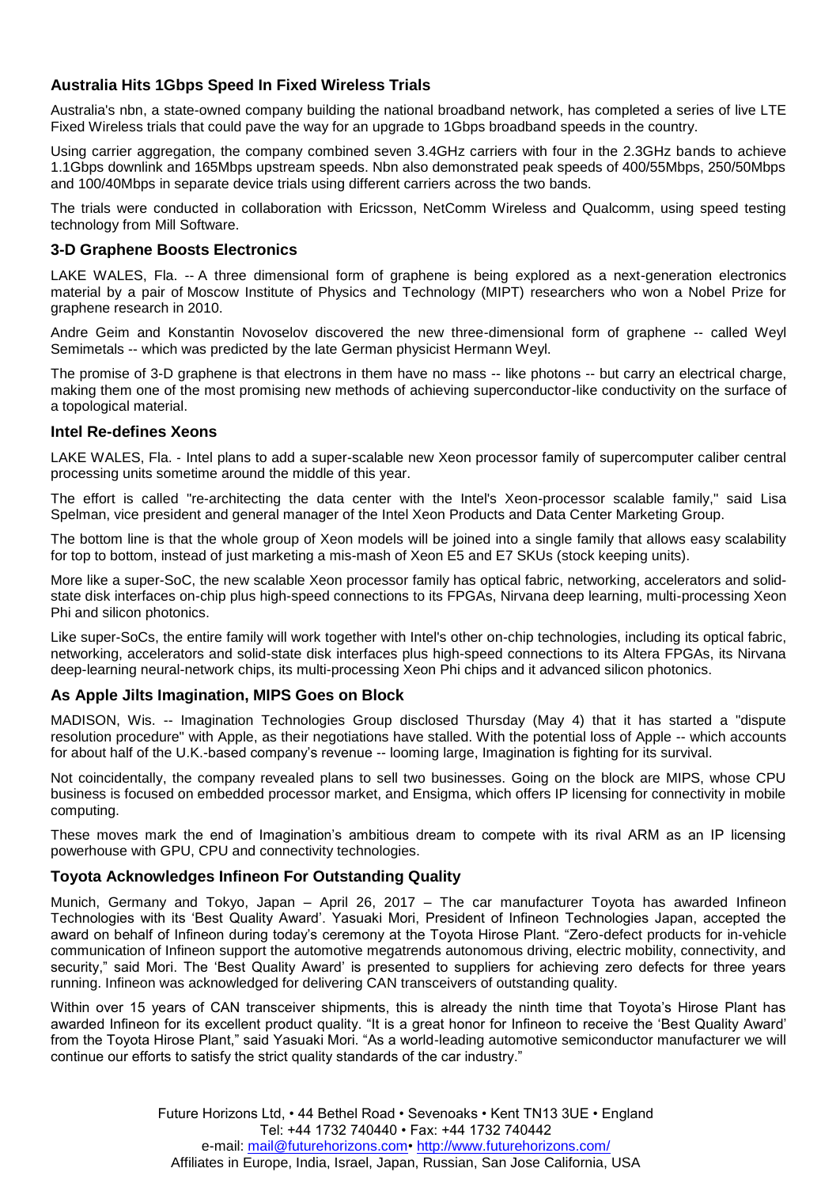## Australia Hits 1Gbps Speed In Fixed Wireless Trials

Australia's nbn, a state-owned company building the national broadband network, has completed a series of live LTE Fixed Wireless trials that could pave the way for an upgrade to 1Gbps broadband speeds in the country.

Using carrier aggregation, the company combined seven 3.4GHz carriers with four in the 2.3GHz bands to achieve 1.1Gbps downlink and 165Mbps upstream speeds. Nbn also demonstrated peak speeds of 400/55Mbps, 250/50Mbps and 100/40Mbps in separate device trials using different carriers across the two bands.

The trials were conducted in collaboration with Ericsson, NetComm Wireless and Qualcomm, using speed testing technology from Mill Software.

## 3-D Graphene Boosts Electronics

LAKE WALES, Fla. -- A three dimensional form of graphene is being explored as a next-generation electronics material by a pair of Moscow Institute of Physics and Technology (MIPT) researchers who won a Nobel Prize for graphene research in 2010.

Andre Geim and Konstantin Novoselov discovered the new three-dimensional form of graphene -- called Weyl Semimetals -- which was predicted by the late German physicist Hermann Weyl.

The promise of 3-D graphene is that electrons in them have no mass -- like photons -- but carry an electrical charge, making them one of the most promising new methods of achieving superconductor-like conductivity on the surface of a topological material.

## Intel Re-defines Xeons

LAKE WALES, Fla. - Intel plans to add a super-scalable new Xeon processor family of supercomputer caliber central processing units sometime around the middle of this year.

The effort is called "re-architecting the data center with the Intel's Xeon-processor scalable family," said Lisa Spelman, vice president and general manager of the Intel Xeon Products and Data Center Marketing Group.

The bottom line is that the whole group of Xeon models will be joined into a single family that allows easy scalability for top to bottom, instead of just marketing a mis-mash of Xeon E5 and E7 SKUs (stock keeping units).

More like a super-SoC, the new scalable Xeon processor family has optical fabric, networking, accelerators and solid-state disk interfaces on-chip plus high-speed connections to its FPGAs, Nirvana deep learning, multi-processing Xeon Phi and silicon photonics.

Like super-SoCs, the entire family will work together with Intel's other on-chip technologies, including its optical fabric, networking, accelerators and solid-state disk interfaces plus high-speed connections to its Altera FPGAs, its Nirvana deep-learning neural-network chips, its multi-processing Xeon Phi chips and it advanced silicon photonics.

## As Apple Jilts Imagination, MIPS Goes on Block

MADISON, Wis. -- Imagination Technologies Group disclosed Thursday (May 4) that it has started a "dispute resolution procedure" with Apple, as their negotiations have stalled. With the potential loss of Apple -- which accounts for about half of the U.K.-based company's revenue -- looming large, Imagination is fighting for its survival.

Not coincidentally, the company revealed plans to sell two businesses. Going on the block are MIPS, whose CPU business is focused on embedded processor market, and Ensigma, which offers IP licensing for connectivity in mobile computing.

These moves mark the end of Imagination's ambitious dream to compete with its rival ARM as an IP licensing powerhouse with GPU, CPU and connectivity technologies.

## Toyota Acknowledges Infineon For Outstanding Quality

Munich, Germany and Tokyo, Japan – April 26, 2017 – The car manufacturer Toyota has awarded Infineon Technologies with its 'Best Quality Award'. Yasuaki Mori, President of Infineon Technologies Japan, accepted the award on behalf of Infineon during today's ceremony at the Toyota Hirose Plant. "Zero-defect products for in-vehicle communication of Infineon support the automotive megatrends autonomous driving, electric mobility, connectivity, and security," said Mori. The 'Best Quality Award' is presented to suppliers for achieving zero defects for three years running. Infineon was acknowledged for delivering CAN transceivers of outstanding quality.

Within over 15 years of CAN transceiver shipments, this is already the ninth time that Toyota's Hirose Plant has awarded Infineon for its excellent product quality. "It is a great honor for Infineon to receive the 'Best Quality Award' from the Toyota Hirose Plant," said Yasuaki Mori. "As a world-leading automotive semiconductor manufacturer we will continue our efforts to satisfy the strict quality standards of the car industry."

Future Horizons Ltd, • 44 Bethel Road • Sevenoaks • Kent TN13 3UE • England
Tel: +44 1732 740440 • Fax: +44 1732 740442
e-mail: mail@futurehorizons.com• http://www.futurehorizons.com/
Affiliates in Europe, India, Israel, Japan, Russian, San Jose California, USA